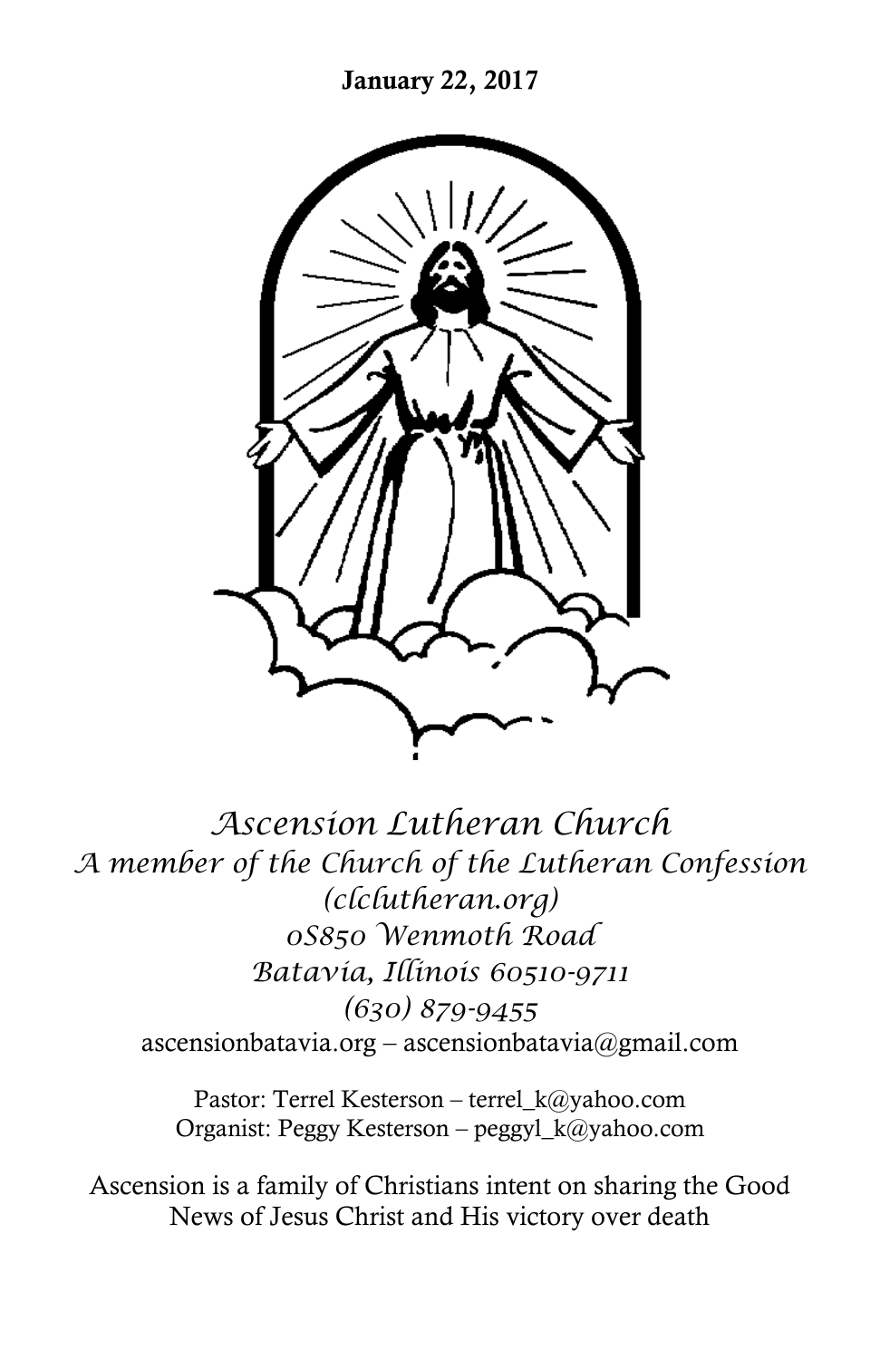**January 22, 2017**

# *Ascension Lutheran Church*

*A member of the Church of the Lutheran Confession*
*(clclutheran.org)*
*0S850 Wenmoth Road*
*Batavia, Illinois 60510-9711*
*(630) 879-9455*
ascensionbatavia.org – ascensionbatavia@gmail.com

Pastor: Terrel Kesterson – terrel_k@yahoo.com
Organist: Peggy Kesterson – peggyl_k@yahoo.com

Ascension is a family of Christians intent on sharing the Good News of Jesus Christ and His victory over death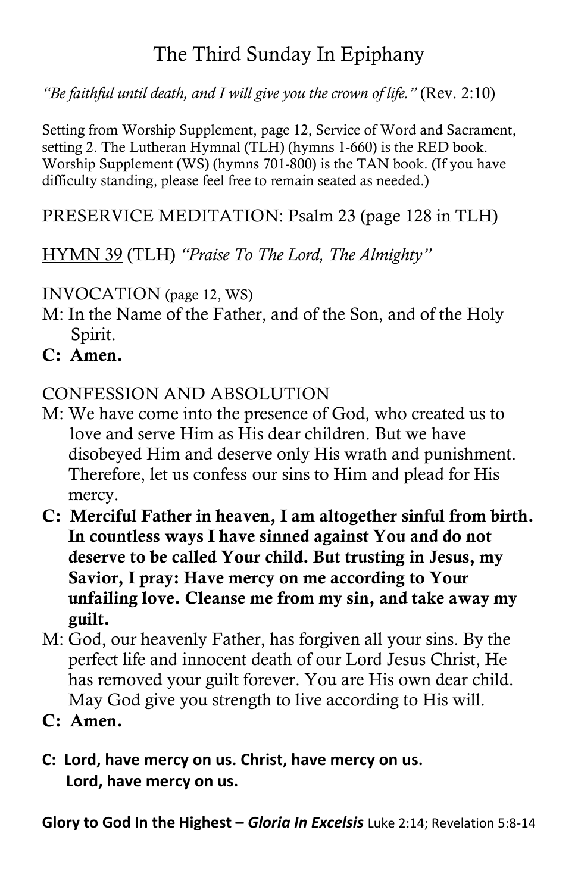# The Third Sunday In Epiphany

*"Be faithful until death, and I will give you the crown of life."* (Rev. 2:10)

Setting from Worship Supplement, page 12, Service of Word and Sacrament, setting 2. The Lutheran Hymnal (TLH) (hymns 1-660) is the RED book. Worship Supplement (WS) (hymns 701-800) is the TAN book. (If you have difficulty standing, please feel free to remain seated as needed.)

PRESERVICE MEDITATION: Psalm 23 (page 128 in TLH)

<u>HYMN 39</u> (TLH) *"Praise To The Lord, The Almighty"*

INVOCATION (page 12, WS)

M: In the Name of the Father, and of the Son, and of the Holy Spirit.

**C: Amen.**

CONFESSION AND ABSOLUTION

M: We have come into the presence of God, who created us to love and serve Him as His dear children. But we have disobeyed Him and deserve only His wrath and punishment. Therefore, let us confess our sins to Him and plead for His mercy.

**C: Merciful Father in heaven, I am altogether sinful from birth. In countless ways I have sinned against You and do not deserve to be called Your child. But trusting in Jesus, my Savior, I pray: Have mercy on me according to Your unfailing love. Cleanse me from my sin, and take away my guilt.**

M: God, our heavenly Father, has forgiven all your sins. By the perfect life and innocent death of our Lord Jesus Christ, He has removed your guilt forever. You are His own dear child. May God give you strength to live according to His will.

**C: Amen.**

**C: Lord, have mercy on us. Christ, have mercy on us.**
**Lord, have mercy on us.**

**Glory to God In the Highest – *Gloria In Excelsis*** Luke 2:14; Revelation 5:8-14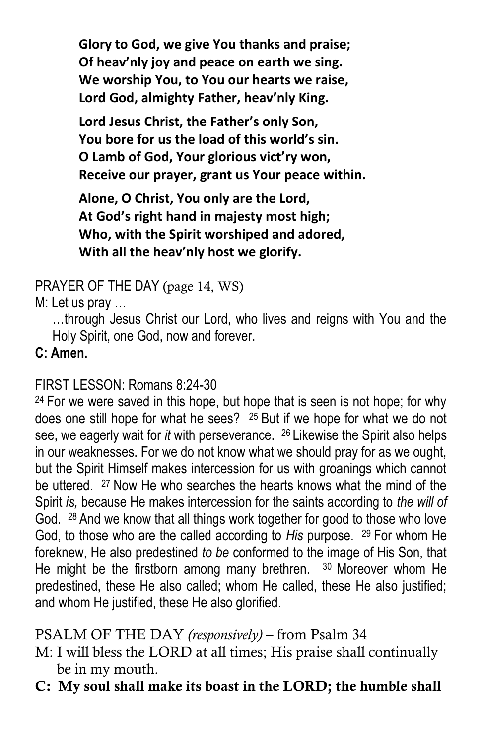**Glory to God, we give You thanks and praise;**
**Of heav'nly joy and peace on earth we sing.**
**We worship You, to You our hearts we raise,**
**Lord God, almighty Father, heav'nly King.**

**Lord Jesus Christ, the Father's only Son,**
**You bore for us the load of this world's sin.**
**O Lamb of God, Your glorious vict'ry won,**
**Receive our prayer, grant us Your peace within.**

**Alone, O Christ, You only are the Lord,**
**At God's right hand in majesty most high;**
**Who, with the Spirit worshiped and adored,**
**With all the heav'nly host we glorify.**

PRAYER OF THE DAY (page 14, WS)

M: Let us pray …

…through Jesus Christ our Lord, who lives and reigns with You and the Holy Spirit, one God, now and forever.

**C: Amen.**

FIRST LESSON: Romans 8:24-30

24 For we were saved in this hope, but hope that is seen is not hope; for why does one still hope for what he sees? 25 But if we hope for what we do not see, we eagerly wait for *it* with perseverance. 26 Likewise the Spirit also helps in our weaknesses. For we do not know what we should pray for as we ought, but the Spirit Himself makes intercession for us with groanings which cannot be uttered. 27 Now He who searches the hearts knows what the mind of the Spirit *is,* because He makes intercession for the saints according to *the will of* God. 28 And we know that all things work together for good to those who love God, to those who are the called according to *His* purpose. 29 For whom He foreknew, He also predestined *to be* conformed to the image of His Son, that He might be the firstborn among many brethren. 30 Moreover whom He predestined, these He also called; whom He called, these He also justified; and whom He justified, these He also glorified.

PSALM OF THE DAY *(responsively)* – from Psalm 34

M: I will bless the LORD at all times; His praise shall continually be in my mouth.

**C: My soul shall make its boast in the LORD; the humble shall**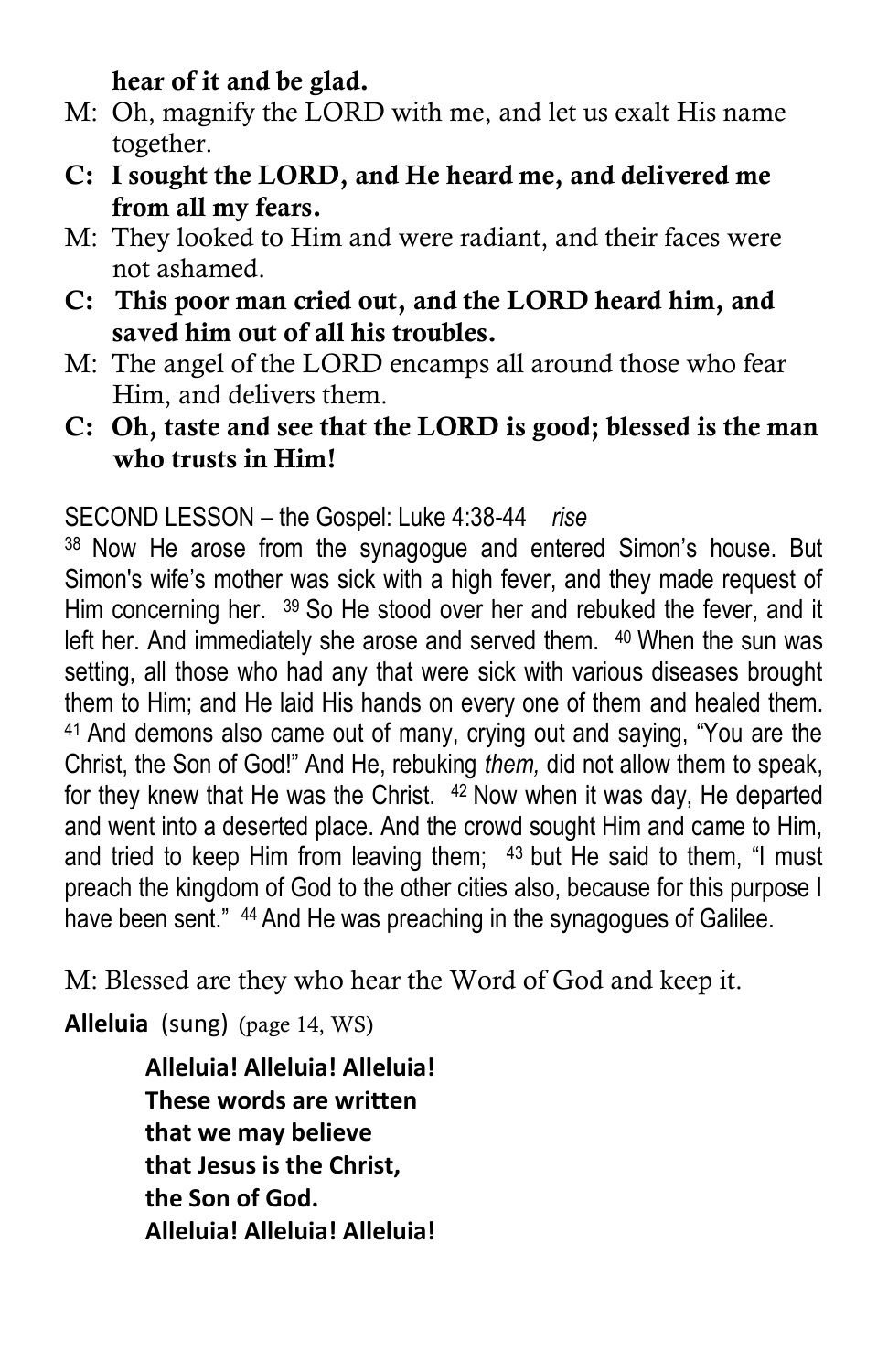**hear of it and be glad.**

M: Oh, magnify the LORD with me, and let us exalt His name together.

**C: I sought the LORD, and He heard me, and delivered me from all my fears.**

M: They looked to Him and were radiant, and their faces were not ashamed.

**C: This poor man cried out, and the LORD heard him, and saved him out of all his troubles.**

M: The angel of the LORD encamps all around those who fear Him, and delivers them.

**C: Oh, taste and see that the LORD is good; blessed is the man who trusts in Him!**

SECOND LESSON – the Gospel: Luke 4:38-44 *rise*

38 Now He arose from the synagogue and entered Simon's house. But Simon's wife's mother was sick with a high fever, and they made request of Him concerning her. 39 So He stood over her and rebuked the fever, and it left her. And immediately she arose and served them. 40 When the sun was setting, all those who had any that were sick with various diseases brought them to Him; and He laid His hands on every one of them and healed them. 41 And demons also came out of many, crying out and saying, "You are the Christ, the Son of God!" And He, rebuking *them,* did not allow them to speak, for they knew that He was the Christ. 42 Now when it was day, He departed and went into a deserted place. And the crowd sought Him and came to Him, and tried to keep Him from leaving them; 43 but He said to them, "I must preach the kingdom of God to the other cities also, because for this purpose I have been sent." 44 And He was preaching in the synagogues of Galilee.

M: Blessed are they who hear the Word of God and keep it.

**Alleluia** (sung) (page 14, WS)

> **Alleluia! Alleluia! Alleluia!**
> **These words are written**
> **that we may believe**
> **that Jesus is the Christ,**
> **the Son of God.**
> **Alleluia! Alleluia! Alleluia!**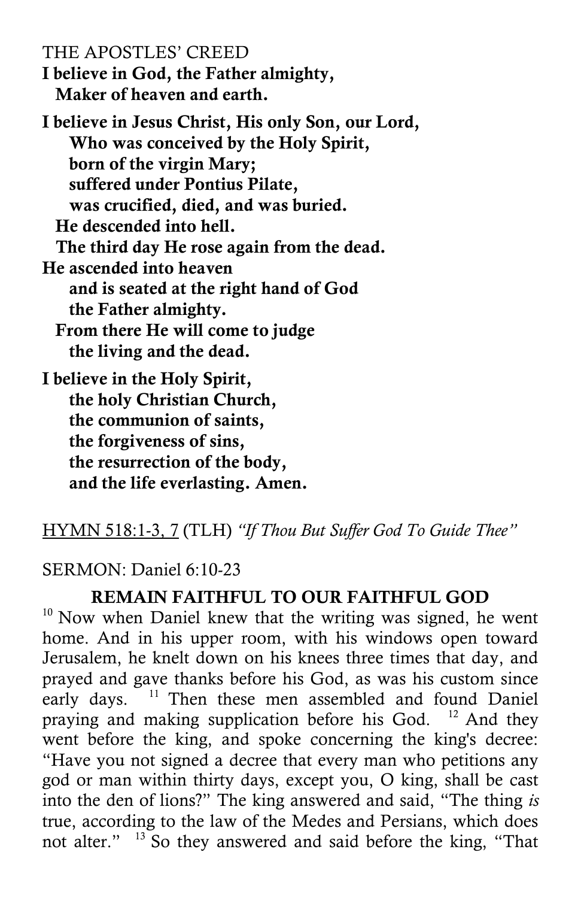THE APOSTLES' CREED

**I believe in God, the Father almighty,**
**Maker of heaven and earth.**

**I believe in Jesus Christ, His only Son, our Lord,**
**Who was conceived by the Holy Spirit,**
**born of the virgin Mary;**
**suffered under Pontius Pilate,**
**was crucified, died, and was buried.**
**He descended into hell.**
**The third day He rose again from the dead.**
**He ascended into heaven**
**and is seated at the right hand of God**
**the Father almighty.**
**From there He will come to judge**
**the living and the dead.**

**I believe in the Holy Spirit,**
**the holy Christian Church,**
**the communion of saints,**
**the forgiveness of sins,**
**the resurrection of the body,**
**and the life everlasting. Amen.**

<u>HYMN 518:1-3, 7</u> (TLH) *"If Thou But Suffer God To Guide Thee"*

SERMON: Daniel 6:10-23

**REMAIN FAITHFUL TO OUR FAITHFUL GOD**

[10] Now when Daniel knew that the writing was signed, he went home. And in his upper room, with his windows open toward Jerusalem, he knelt down on his knees three times that day, and prayed and gave thanks before his God, as was his custom since early days. [11] Then these men assembled and found Daniel praying and making supplication before his God. [12] And they went before the king, and spoke concerning the king's decree: "Have you not signed a decree that every man who petitions any god or man within thirty days, except you, O king, shall be cast into the den of lions?" The king answered and said, "The thing *is* true, according to the law of the Medes and Persians, which does not alter." [13] So they answered and said before the king, "That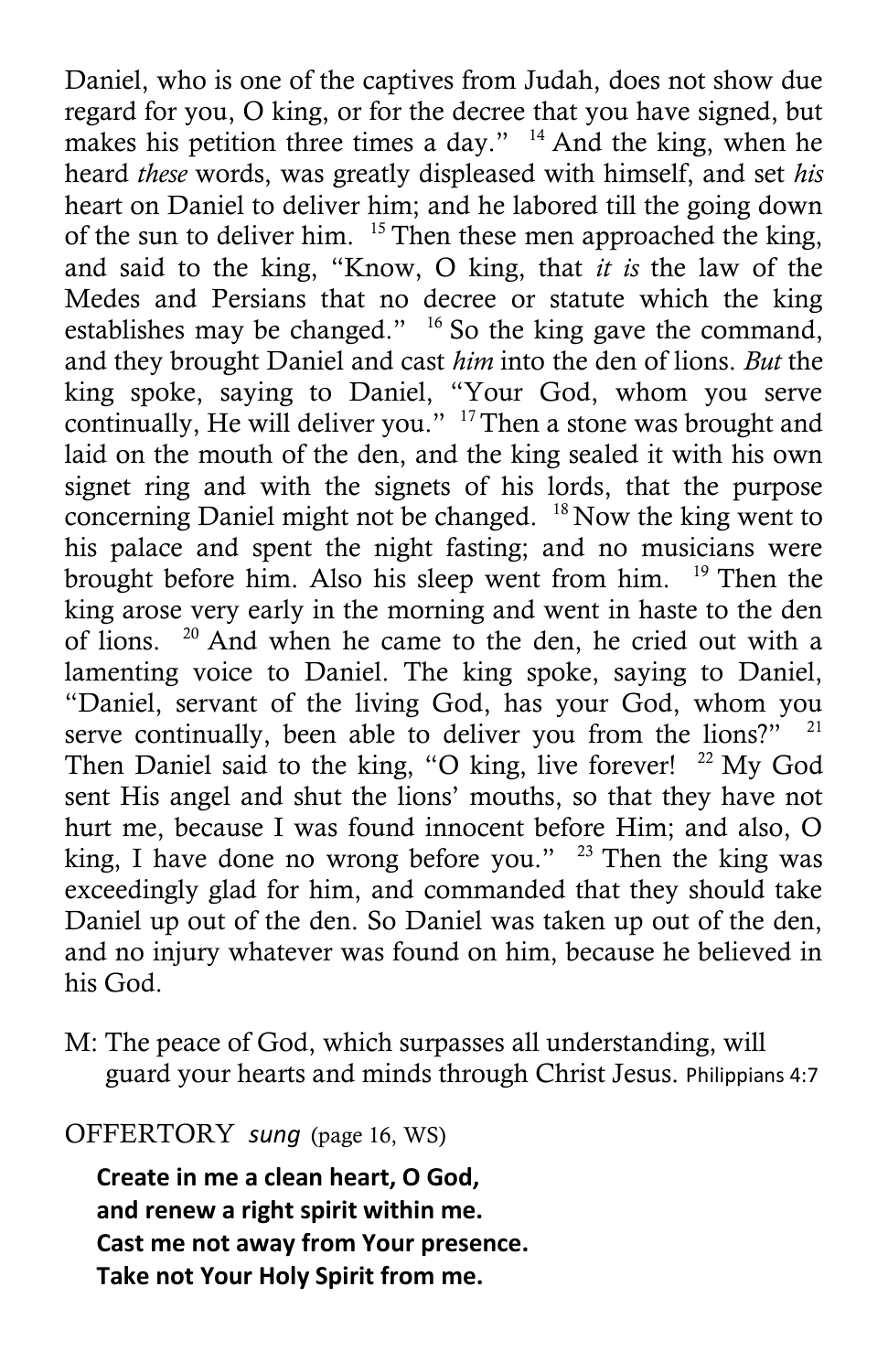Daniel, who is one of the captives from Judah, does not show due regard for you, O king, or for the decree that you have signed, but makes his petition three times a day." [14] And the king, when he heard *these* words, was greatly displeased with himself, and set *his* heart on Daniel to deliver him; and he labored till the going down of the sun to deliver him. [15] Then these men approached the king, and said to the king, "Know, O king, that *it is* the law of the Medes and Persians that no decree or statute which the king establishes may be changed." [16] So the king gave the command, and they brought Daniel and cast *him* into the den of lions. *But* the king spoke, saying to Daniel, "Your God, whom you serve continually, He will deliver you." [17] Then a stone was brought and laid on the mouth of the den, and the king sealed it with his own signet ring and with the signets of his lords, that the purpose concerning Daniel might not be changed. [18] Now the king went to his palace and spent the night fasting; and no musicians were brought before him. Also his sleep went from him. [19] Then the king arose very early in the morning and went in haste to the den of lions. [20] And when he came to the den, he cried out with a lamenting voice to Daniel. The king spoke, saying to Daniel, "Daniel, servant of the living God, has your God, whom you serve continually, been able to deliver you from the lions?" [21] Then Daniel said to the king, "O king, live forever! [22] My God sent His angel and shut the lions' mouths, so that they have not hurt me, because I was found innocent before Him; and also, O king, I have done no wrong before you." [23] Then the king was exceedingly glad for him, and commanded that they should take Daniel up out of the den. So Daniel was taken up out of the den, and no injury whatever was found on him, because he believed in his God.

M: The peace of God, which surpasses all understanding, will guard your hearts and minds through Christ Jesus. Philippians 4:7

OFFERTORY *sung* (page 16, WS)

**Create in me a clean heart, O God,**
**and renew a right spirit within me.**
**Cast me not away from Your presence.**
**Take not Your Holy Spirit from me.**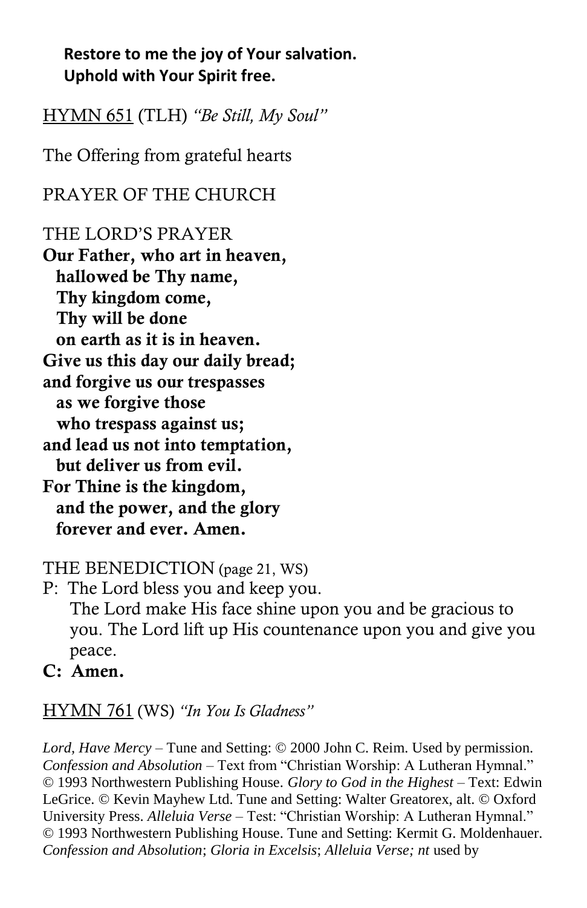**Restore to me the joy of Your salvation.**
**Uphold with Your Spirit free.**

HYMN 651 (TLH) *"Be Still, My Soul"*

The Offering from grateful hearts

PRAYER OF THE CHURCH

THE LORD'S PRAYER

**Our Father, who art in heaven,**
**hallowed be Thy name,**
**Thy kingdom come,**
**Thy will be done**
**on earth as it is in heaven.**
**Give us this day our daily bread;**
**and forgive us our trespasses**
**as we forgive those**
**who trespass against us;**
**and lead us not into temptation,**
**but deliver us from evil.**
**For Thine is the kingdom,**
**and the power, and the glory**
**forever and ever. Amen.**

THE BENEDICTION (page 21, WS)

P: The Lord bless you and keep you.
The Lord make His face shine upon you and be gracious to you. The Lord lift up His countenance upon you and give you peace.

**C: Amen.**

HYMN 761 (WS) *"In You Is Gladness"*

*Lord, Have Mercy* – Tune and Setting: © 2000 John C. Reim. Used by permission. *Confession and Absolution* – Text from "Christian Worship: A Lutheran Hymnal." © 1993 Northwestern Publishing House. *Glory to God in the Highest* – Text: Edwin LeGrice. © Kevin Mayhew Ltd. Tune and Setting: Walter Greatorex, alt. © Oxford University Press. *Alleluia Verse* – Test: "Christian Worship: A Lutheran Hymnal." © 1993 Northwestern Publishing House. Tune and Setting: Kermit G. Moldenhauer. *Confession and Absolution*; *Gloria in Excelsis*; *Alleluia Verse; nt* used by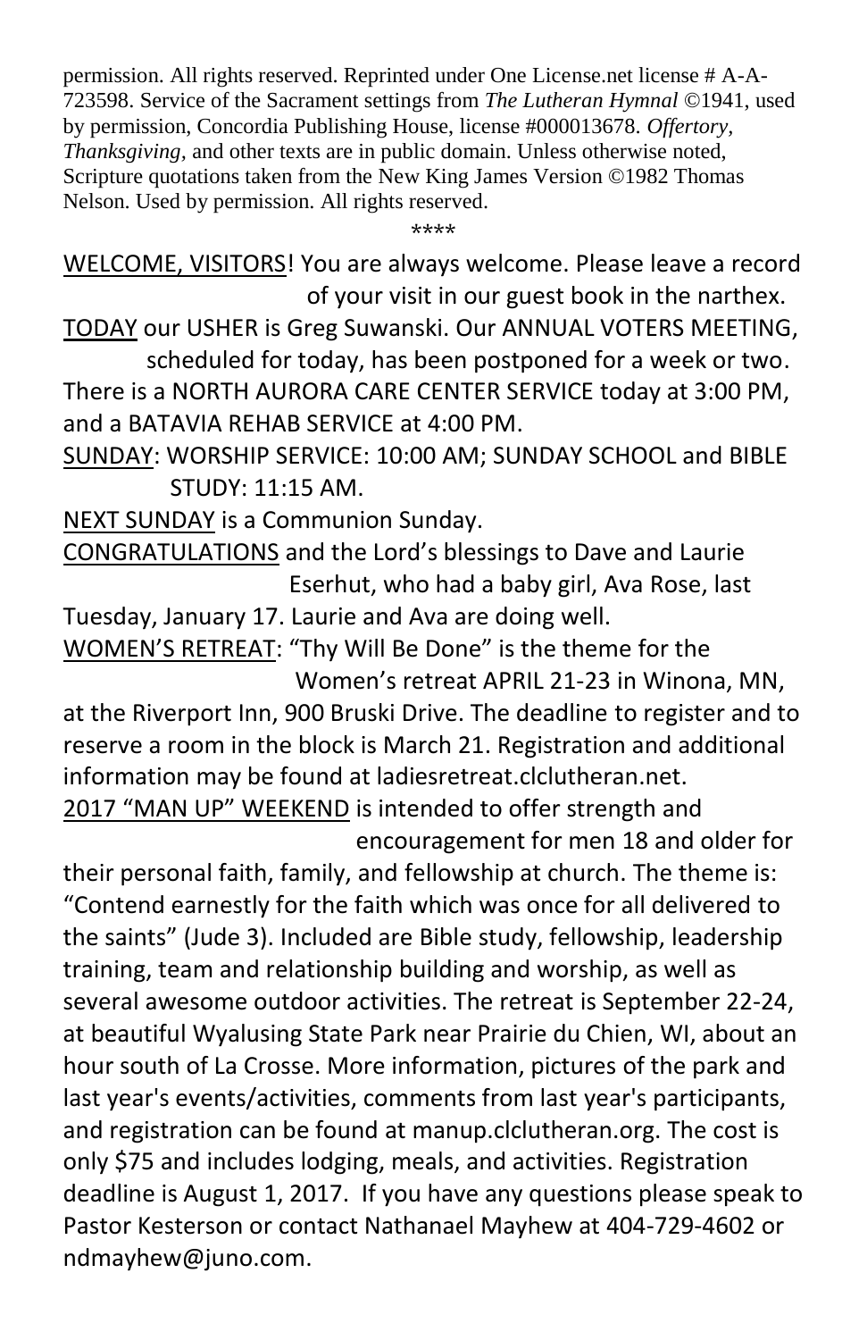permission. All rights reserved. Reprinted under One License.net license # A-A-723598. Service of the Sacrament settings from *The Lutheran Hymnal* ©1941, used by permission, Concordia Publishing House, license #000013678. *Offertory*, *Thanksgiving,* and other texts are in public domain. Unless otherwise noted, Scripture quotations taken from the New King James Version ©1982 Thomas Nelson. Used by permission. All rights reserved.

\*\*\*\*

<u>WELCOME, VISITORS</u>! You are always welcome. Please leave a record of your visit in our guest book in the narthex.

<u>TODAY</u> our USHER is Greg Suwanski. Our ANNUAL VOTERS MEETING, scheduled for today, has been postponed for a week or two.

There is a NORTH AURORA CARE CENTER SERVICE today at 3:00 PM, and a BATAVIA REHAB SERVICE at 4:00 PM.

<u>SUNDAY</u>: WORSHIP SERVICE: 10:00 AM; SUNDAY SCHOOL and BIBLE STUDY: 11:15 AM.

<u>NEXT SUNDAY</u> is a Communion Sunday.

<u>CONGRATULATIONS</u> and the Lord's blessings to Dave and Laurie Eserhut, who had a baby girl, Ava Rose, last Tuesday, January 17. Laurie and Ava are doing well.

<u>WOMEN'S RETREAT</u>: "Thy Will Be Done" is the theme for the Women's retreat APRIL 21-23 in Winona, MN, at the Riverport Inn, 900 Bruski Drive. The deadline to register and to reserve a room in the block is March 21. Registration and additional information may be found at ladiesretreat.clclutheran.net.

<u>2017 "MAN UP" WEEKEND</u> is intended to offer strength and encouragement for men 18 and older for their personal faith, family, and fellowship at church. The theme is: "Contend earnestly for the faith which was once for all delivered to the saints" (Jude 3). Included are Bible study, fellowship, leadership training, team and relationship building and worship, as well as several awesome outdoor activities. The retreat is September 22-24, at beautiful Wyalusing State Park near Prairie du Chien, WI, about an hour south of La Crosse. More information, pictures of the park and last year's events/activities, comments from last year's participants, and registration can be found at manup.clclutheran.org. The cost is only $75 and includes lodging, meals, and activities. Registration deadline is August 1, 2017. If you have any questions please speak to Pastor Kesterson or contact Nathanael Mayhew at 404-729-4602 or ndmayhew@juno.com.